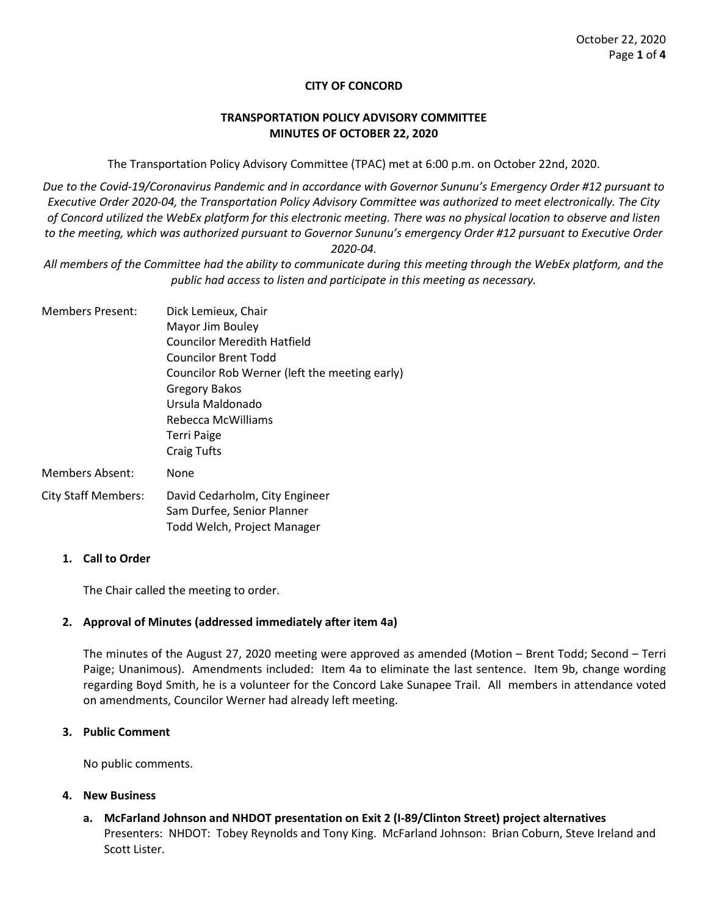**CITY OF CONCORD**

**TRANSPORTATION POLICY ADVISORY COMMITTEE**
**MINUTES OF OCTOBER 22, 2020**

The Transportation Policy Advisory Committee (TPAC) met at 6:00 p.m. on October 22nd, 2020.

*Due to the Covid-19/Coronavirus Pandemic and in accordance with Governor Sununu's Emergency Order #12 pursuant to Executive Order 2020-04, the Transportation Policy Advisory Committee was authorized to meet electronically. The City of Concord utilized the WebEx platform for this electronic meeting. There was no physical location to observe and listen to the meeting, which was authorized pursuant to Governor Sununu's emergency Order #12 pursuant to Executive Order 2020-04.*

*All members of the Committee had the ability to communicate during this meeting through the WebEx platform, and the public had access to listen and participate in this meeting as necessary.*

Members Present:
- Dick Lemieux, Chair
- Mayor Jim Bouley
- Councilor Meredith Hatfield
- Councilor Brent Todd
- Councilor Rob Werner (left the meeting early)
- Gregory Bakos
- Ursula Maldonado
- Rebecca McWilliams
- Terri Paige
- Craig Tufts

Members Absent: None

City Staff Members:
- David Cedarholm, City Engineer
- Sam Durfee, Senior Planner
- Todd Welch, Project Manager

**1. Call to Order**

The Chair called the meeting to order.

**2. Approval of Minutes (addressed immediately after item 4a)**

The minutes of the August 27, 2020 meeting were approved as amended (Motion – Brent Todd; Second – Terri Paige; Unanimous). Amendments included: Item 4a to eliminate the last sentence. Item 9b, change wording regarding Boyd Smith, he is a volunteer for the Concord Lake Sunapee Trail. All members in attendance voted on amendments, Councilor Werner had already left meeting.

**3. Public Comment**

No public comments.

**4. New Business**

**a. McFarland Johnson and NHDOT presentation on Exit 2 (I-89/Clinton Street) project alternatives**
Presenters: NHDOT: Tobey Reynolds and Tony King. McFarland Johnson: Brian Coburn, Steve Ireland and Scott Lister.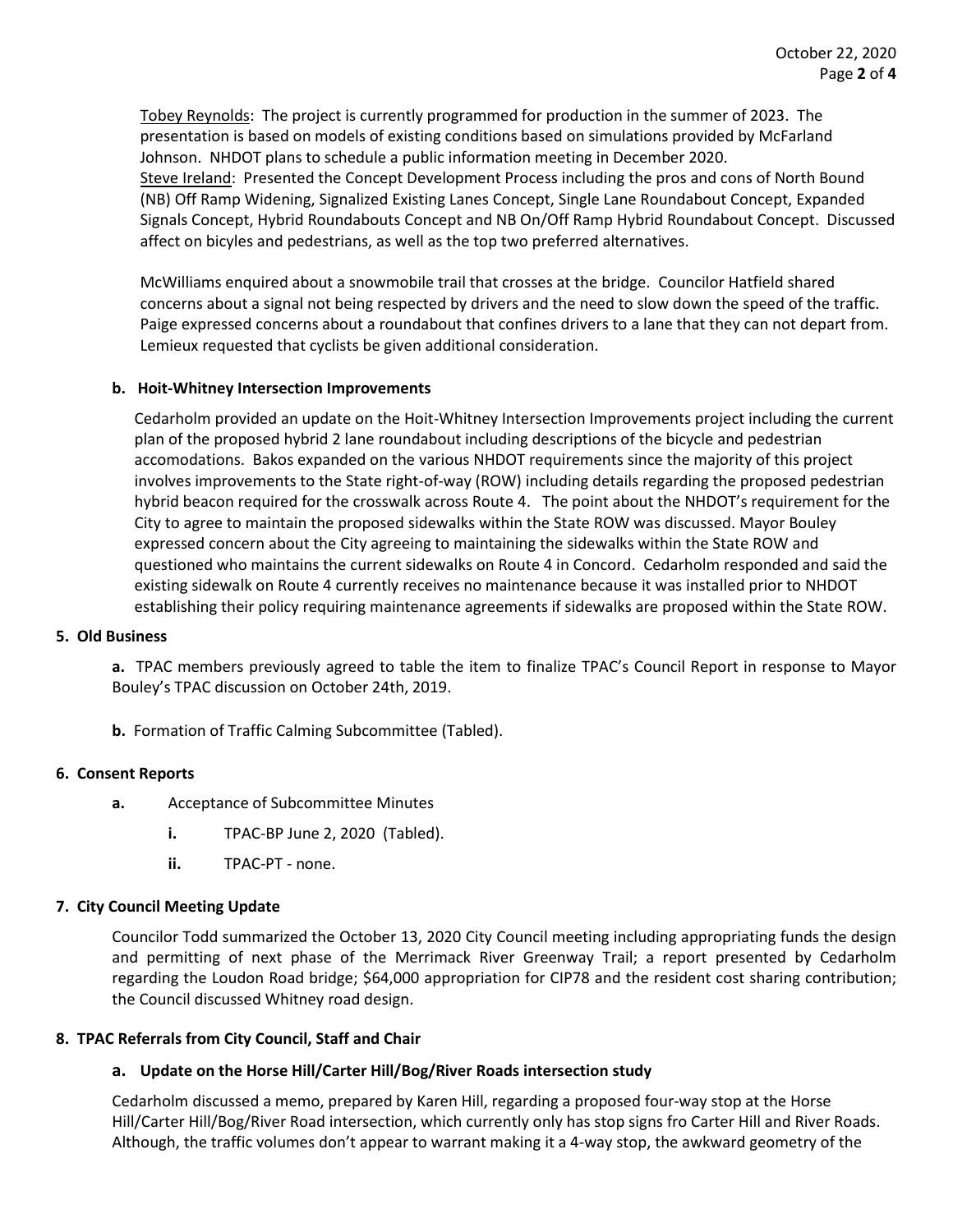Tobey Reynolds: The project is currently programmed for production in the summer of 2023. The presentation is based on models of existing conditions based on simulations provided by McFarland Johnson. NHDOT plans to schedule a public information meeting in December 2020.
Steve Ireland: Presented the Concept Development Process including the pros and cons of North Bound (NB) Off Ramp Widening, Signalized Existing Lanes Concept, Single Lane Roundabout Concept, Expanded Signals Concept, Hybrid Roundabouts Concept and NB On/Off Ramp Hybrid Roundabout Concept. Discussed affect on bicyles and pedestrians, as well as the top two preferred alternatives.

McWilliams enquired about a snowmobile trail that crosses at the bridge. Councilor Hatfield shared concerns about a signal not being respected by drivers and the need to slow down the speed of the traffic. Paige expressed concerns about a roundabout that confines drivers to a lane that they can not depart from. Lemieux requested that cyclists be given additional consideration.

**b. Hoit-Whitney Intersection Improvements**

Cedarholm provided an update on the Hoit-Whitney Intersection Improvements project including the current plan of the proposed hybrid 2 lane roundabout including descriptions of the bicycle and pedestrian accomodations. Bakos expanded on the various NHDOT requirements since the majority of this project involves improvements to the State right-of-way (ROW) including details regarding the proposed pedestrian hybrid beacon required for the crosswalk across Route 4. The point about the NHDOT's requirement for the City to agree to maintain the proposed sidewalks within the State ROW was discussed. Mayor Bouley expressed concern about the City agreeing to maintaining the sidewalks within the State ROW and questioned who maintains the current sidewalks on Route 4 in Concord. Cedarholm responded and said the existing sidewalk on Route 4 currently receives no maintenance because it was installed prior to NHDOT establishing their policy requiring maintenance agreements if sidewalks are proposed within the State ROW.

**5. Old Business**

**a.** TPAC members previously agreed to table the item to finalize TPAC's Council Report in response to Mayor Bouley's TPAC discussion on October 24th, 2019.

**b.** Formation of Traffic Calming Subcommittee (Tabled).

**6. Consent Reports**

**a.** Acceptance of Subcommittee Minutes

**i.** TPAC-BP June 2, 2020 (Tabled).

**ii.** TPAC-PT - none.

**7. City Council Meeting Update**

Councilor Todd summarized the October 13, 2020 City Council meeting including appropriating funds the design and permitting of next phase of the Merrimack River Greenway Trail; a report presented by Cedarholm regarding the Loudon Road bridge; $64,000 appropriation for CIP78 and the resident cost sharing contribution; the Council discussed Whitney road design.

**8. TPAC Referrals from City Council, Staff and Chair**

**a. Update on the Horse Hill/Carter Hill/Bog/River Roads intersection study**

Cedarholm discussed a memo, prepared by Karen Hill, regarding a proposed four-way stop at the Horse Hill/Carter Hill/Bog/River Road intersection, which currently only has stop signs fro Carter Hill and River Roads. Although, the traffic volumes don't appear to warrant making it a 4-way stop, the awkward geometry of the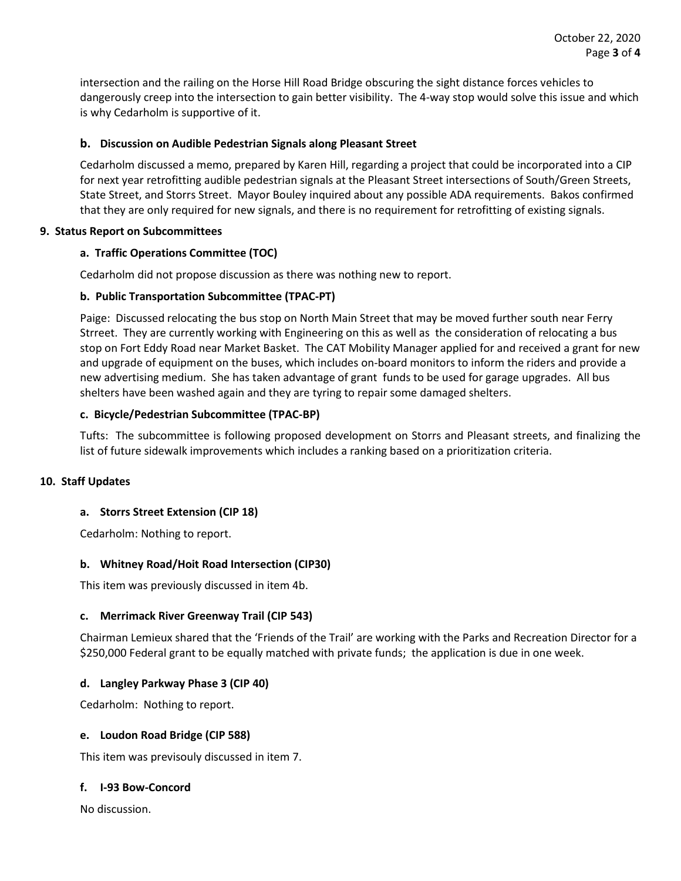intersection and the railing on the Horse Hill Road Bridge obscuring the sight distance forces vehicles to dangerously creep into the intersection to gain better visibility. The 4-way stop would solve this issue and which is why Cedarholm is supportive of it.

### b. Discussion on Audible Pedestrian Signals along Pleasant Street

Cedarholm discussed a memo, prepared by Karen Hill, regarding a project that could be incorporated into a CIP for next year retrofitting audible pedestrian signals at the Pleasant Street intersections of South/Green Streets, State Street, and Storrs Street. Mayor Bouley inquired about any possible ADA requirements. Bakos confirmed that they are only required for new signals, and there is no requirement for retrofitting of existing signals.

## 9. Status Report on Subcommittees

### a. Traffic Operations Committee (TOC)

Cedarholm did not propose discussion as there was nothing new to report.

### b. Public Transportation Subcommittee (TPAC-PT)

Paige: Discussed relocating the bus stop on North Main Street that may be moved further south near Ferry Strreet. They are currently working with Engineering on this as well as the consideration of relocating a bus stop on Fort Eddy Road near Market Basket. The CAT Mobility Manager applied for and received a grant for new and upgrade of equipment on the buses, which includes on-board monitors to inform the riders and provide a new advertising medium. She has taken advantage of grant funds to be used for garage upgrades. All bus shelters have been washed again and they are tyring to repair some damaged shelters.

### c. Bicycle/Pedestrian Subcommittee (TPAC-BP)

Tufts: The subcommittee is following proposed development on Storrs and Pleasant streets, and finalizing the list of future sidewalk improvements which includes a ranking based on a prioritization criteria.

## 10. Staff Updates

### a. Storrs Street Extension (CIP 18)

Cedarholm: Nothing to report.

### b. Whitney Road/Hoit Road Intersection (CIP30)

This item was previously discussed in item 4b.

### c. Merrimack River Greenway Trail (CIP 543)

Chairman Lemieux shared that the 'Friends of the Trail' are working with the Parks and Recreation Director for a $250,000 Federal grant to be equally matched with private funds; the application is due in one week.

### d. Langley Parkway Phase 3 (CIP 40)

Cedarholm: Nothing to report.

### e. Loudon Road Bridge (CIP 588)

This item was previsouly discussed in item 7.

### f. I-93 Bow-Concord

No discussion.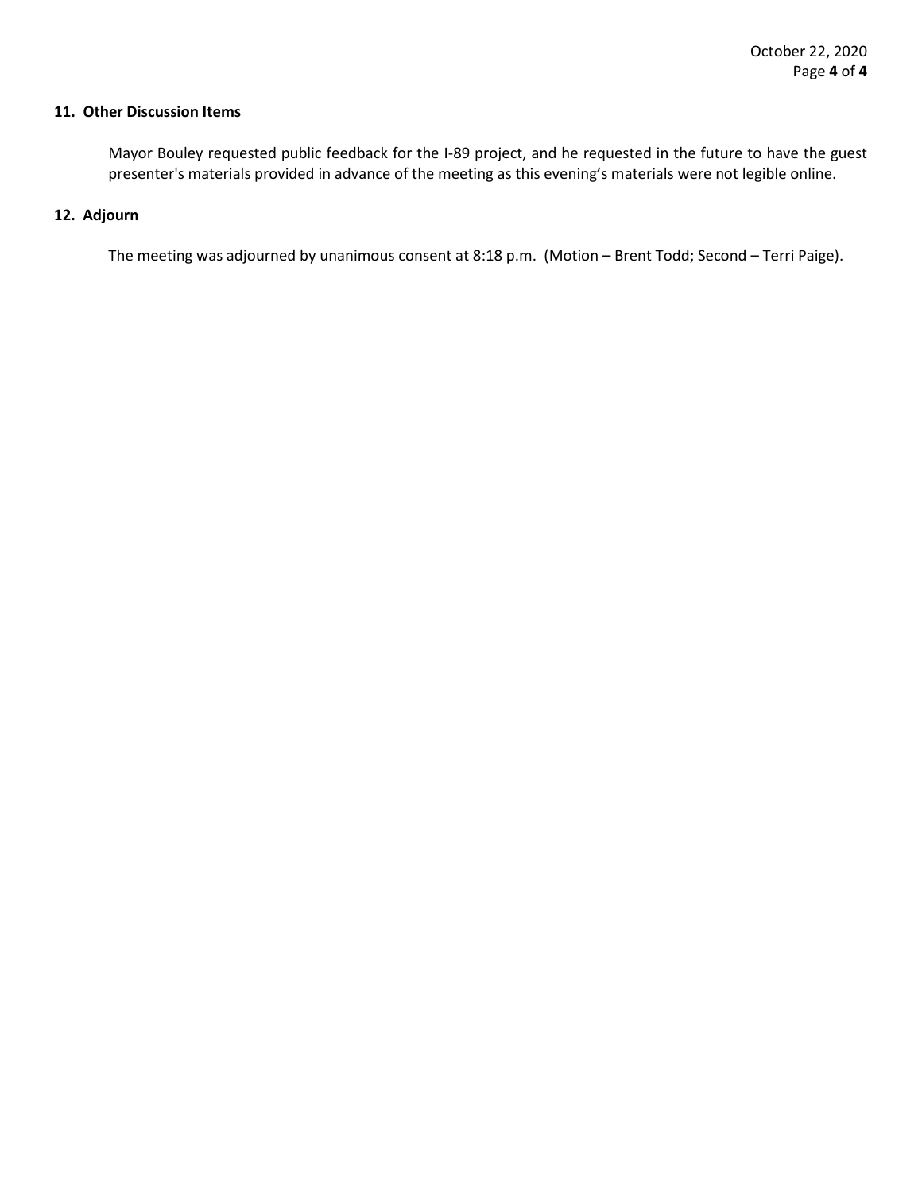## 11. Other Discussion Items

Mayor Bouley requested public feedback for the I-89 project, and he requested in the future to have the guest presenter's materials provided in advance of the meeting as this evening's materials were not legible online.

## 12. Adjourn

The meeting was adjourned by unanimous consent at 8:18 p.m. (Motion – Brent Todd; Second – Terri Paige).